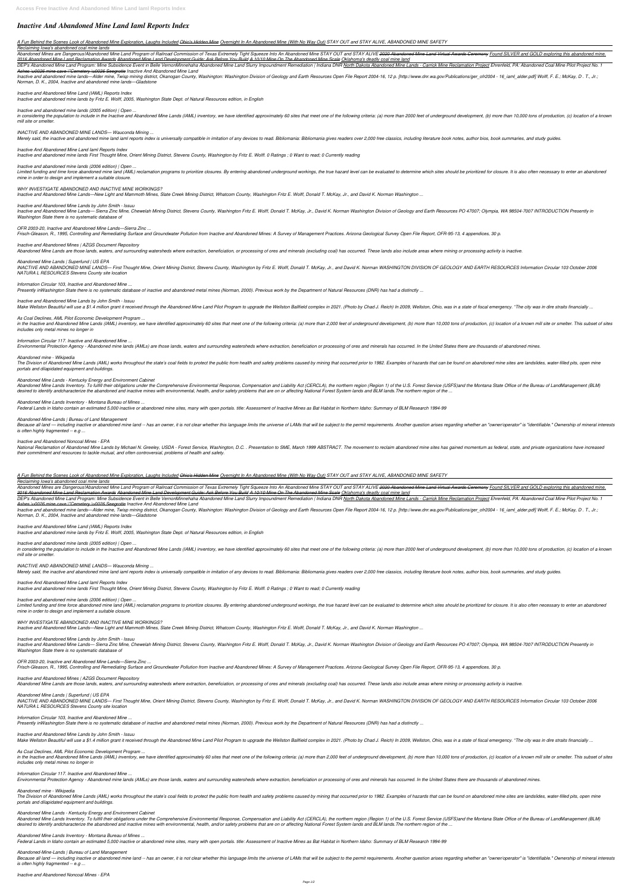# Inactive And Abandoned Mine Land Iaml Reports Index

*A Fun Behind the Scenes Look of Abandoned Mine Exploration, Laughs Included Ohio's Hidden Mine Overnight In An Abandoned Mine (With No Way Out) STAY OUT and STAY ALIVE, ABANDONED MINE SAFETY*

*Reclaiming Iowa's abandoned coal mine lands*

*Abandoned Mines are Dangerous!Abandoned Mine Land Program of Railroad Commission of Texas Extremely Tight Squeeze Into An Abandoned Mine STAY OUT and STAY ALIVE 2020 Abandoned Mine Land Virtual Awards Ceremony Found SILVER and GOLD exploring this abandoned mine. 2016 Abandoned Mine Land Reclamation Awards Abandoned Mine Land Development Guide: Ask Before You Build A 10/10 Mine On The Abandoned Mine Scale Oklahoma's deadly coal mine land*

*DEP's Abandoned Mine Land Program: Mine Subsidence Event in Belle VernonMinnehaha Abandoned Mine Land Slurry Impoundment Remediation | Indiana DNR North Dakota Abandoned Mine Lands - Carrick Mine Reclamation Project Ehrenfeld, PA: Abandoned Coal Mine Pilot Project No. 1 Ashes \u0026 mine cave \"Cemetery \u0026 Seegrotte Inactive And Abandoned Mine Land*

*Inactive and abandoned mine lands—Alder mine, Twisp mining district, Okanogan County, Washington: Washington Division of Geology and Earth Resources Open File Report 2004-16, 12 p. [http://www.dnr.wa.gov/Publications/ger_ofr2004 - 16_iaml_alder.pdf] Wolff, F. E.; McKay, D . T., Jr.; Norman, D. K., 2004, Inactive and abandoned mine lands—Gladstone*

*Inactive and Abandoned Mine Land (IAML) Reports Index*

*Inactive and abandoned mine lands by Fritz E. Wolff, 2005, Washington State Dept. of Natural Resources edition, in English*

*Inactive and abandoned mine lands (2005 edition) | Open ...*

*in considering the population to include in the Inactive and Abandoned Mine Lands (IAML) inventory, we have identified approximately 60 sites that meet one of the following criteria: (a) more than 2000 feet of underground development, (b) more than 10,000 tons of production, (c) location of a known mill site or smelter.*

*INACTIVE AND ABANDONED MINE LANDS— Wauconda Mining ...*

*Merely said, the inactive and abandoned mine land iaml reports index is universally compatible in imitation of any devices to read. Bibliomania: Bibliomania gives readers over 2,000 free classics, including literature book notes, author bios, book summaries, and study guides.*

*Inactive And Abandoned Mine Land Iaml Reports Index*

*Inactive and abandoned mine lands First Thought Mine, Orient Mining District, Stevens County, Washington by Fritz E. Wolff. 0 Ratings ; 0 Want to read; 0 Currently reading*

*Inactive and abandoned mine lands (2006 edition) | Open ...*

*Limited funding and time force abandoned mine land (AML) reclamation programs to prioritize closures. By entering abandoned underground workings, the true hazard level can be evaluated to determine which sites should be prioritized for closure. It is also often necessary to enter an abandoned mine in order to design and implement a suitable closure.*

*WHY INVESTIGATE ABANDONED AND INACTIVE MINE WORKINGS?*

*Inactive and Abandoned Mine Lands—New Light and Mammoth Mines, Slate Creek Mining District, Whatcom County, Washington Fritz E. Wolff, Donald T. McKay, Jr., and David K. Norman Washington ...*

*Inactive and Abandoned Mine Lands by John Smith - Issuu*

*Inactive and Abandoned Mine Lands— Sierra Zinc Mine, Chewelah Mining District, Stevens County, Washington Fritz E. Wolff, Donald T. McKay, Jr., David K. Norman Washington Division of Geology and Earth Resources PO 47007; Olympia, WA 98504-7007 INTRODUCTION Presently in Washington State there is no systematic database of*

*OFR 2003-20, Inactive and Abandoned Mine Lands—Sierra Zinc ...*

*Frisch-Gleason, R., 1995, Controlling and Remediating Surface and Groundwater Pollution from Inactive and Abandoned Mines: A Survey of Management Practices. Arizona Geological Survey Open File Report, OFR-95-13, 4 appendices, 30 p.*

*Inactive and Abandoned Mines | AZGS Document Repository*

*Abandoned Mine Lands are those lands, waters, and surrounding watersheds where extraction, beneficiation, or processing of ores and minerals (excluding coal) has occurred. These lands also include areas where mining or processing activity is inactive.*

*Abandoned Mine Lands | Superfund | US EPA*

*INACTIVE AND ABANDONED MINE LANDS— First Thought Mine, Orient Mining District, Stevens County, Washington by Fritz E. Wolff, Donald T. McKay, Jr., and David K. Norman WASHINGTON DIVISION OF GEOLOGY AND EARTH RESOURCES Information Circular 103 October 2006 NATURA L RESOURCES Stevens County site location*

*Information Circular 103, Inactive and Abandoned Mine ...*

*Presently inWashington State there is no systematic database of inactive and abandoned metal mines (Norman, 2000). Previous work by the Department of Natural Resources (DNR) has had a distinctly ...*

*Inactive and Abandoned Mine Lands by John Smith - Issuu*

*Make Wellston Beautiful will use a $1.4 million grant it received through the Abandoned Mine Land Pilot Program to upgrade the Wellston Ballfield complex in 2021. (Photo by Chad J. Reich) In 2009, Wellston, Ohio, was in a state of fiscal emergency. "The city was in dire straits financially ...*

*As Coal Declines, AML Pilot Economic Development Program ...*

*in the Inactive and Abandoned Mine Lands (IAML) inventory, we have identified approximately 60 sites that meet one of the following criteria: (a) more than 2,000 feet of underground development, (b) more than 10,000 tons of production, (c) location of a known mill site or smelter. This subset of sites includes only metal mines no longer in*

*Information Circular 117. Inactive and Abandoned Mine ...*

*Environmental Protection Agency - Abandoned mine lands (AMLs) are those lands, waters and surrounding watersheds where extraction, beneficiation or processing of ores and minerals has occurred. In the United States there are thousands of abandoned mines.*

*Abandoned mine - Wikipedia*

*The Division of Abandoned Mine Lands (AML) works throughout the state's coal fields to protect the public from health and safety problems caused by mining that occurred prior to 1982. Examples of hazards that can be found on abandoned mine sites are landslides, water-filled pits, open mine portals and dilapidated equipment and buildings.*

*Abandoned Mine Lands - Kentucky Energy and Environment Cabinet*

*Abandoned Mine Lands Inventory. To fulfill their obligations under the Comprehensive Environmental Response, Compensation and Liability Act (CERCLA), the northern region (Region 1) of the U.S. Forest Service (USFS)and the Montana State Office of the Bureau of LandManagement (BLM) desired to identify andcharacterize the abandoned and inactive mines with environmental, health, and/or safety problems that are on or affecting National Forest System lands and BLM lands.The northern region of the ...*

*Abandoned Mine Lands Inventory - Montana Bureau of Mines ...*

*Federal Lands in Idaho contain an estimated 5,000 inactive or abandoned mine sites, many with open portals. title: Assessment of Inactive Mines as Bat Habitat in Northern Idaho: Summary of BLM Research 1994-99*

*Abandoned-Mine-Lands | Bureau of Land Management*

*Because all land — including inactive or abandoned mine land -- has an owner, it is not clear whether this language limits the universe of LAMs that will be subject to the permit requirements. Another question arises regarding whether an "owner/operator" is "identifiable." Ownership of mineral interests is often highly fragmented -- e.g ...*

*Inactive and Abandoned Noncoal Mines - EPA*

*National Reclamation of Abandoned Mine Lands by Michael N. Greeley, USDA - Forest Service, Washington, D.C. . Presentation to SME, March 1999 ABSTRACT. The movement to reclaim abandoned mine sites has gained momentum as federal, state, and private organizations have increased their commitment and resources to tackle mutual, and often controversial, problems of health and safety.*

*A Fun Behind the Scenes Look of Abandoned Mine Exploration, Laughs Included Ohio's Hidden Mine Overnight In An Abandoned Mine (With No Way Out) STAY OUT and STAY ALIVE, ABANDONED MINE SAFETY*

*Reclaiming Iowa's abandoned coal mine lands*

*Abandoned Mines are Dangerous!Abandoned Mine Land Program of Railroad Commission of Texas Extremely Tight Squeeze Into An Abandoned Mine STAY OUT and STAY ALIVE 2020 Abandoned Mine Land Virtual Awards Ceremony Found SILVER and GOLD exploring this abandoned mine. 2016 Abandoned Mine Land Reclamation Awards Abandoned Mine Land Development Guide: Ask Before You Build A 10/10 Mine On The Abandoned Mine Scale Oklahoma's deadly coal mine land*

*DEP's Abandoned Mine Land Program: Mine Subsidence Event in Belle VernonMinnehaha Abandoned Mine Land Slurry Impoundment Remediation | Indiana DNR North Dakota Abandoned Mine Lands - Carrick Mine Reclamation Project Ehrenfeld, PA: Abandoned Coal Mine Pilot Project No. 1 Ashes \u0026 mine cave \"Cemetery \u0026 Seegrotte Inactive And Abandoned Mine Land*

*Inactive and abandoned mine lands—Alder mine, Twisp mining district, Okanogan County, Washington: Washington Division of Geology and Earth Resources Open File Report 2004-16, 12 p. [http://www.dnr.wa.gov/Publications/ger_ofr2004 - 16_iaml_alder.pdf] Wolff, F. E.; McKay, D . T., Jr.; Norman, D. K., 2004, Inactive and abandoned mine lands—Gladstone*

*Inactive and Abandoned Mine Land (IAML) Reports Index*

*Inactive and abandoned mine lands by Fritz E. Wolff, 2005, Washington State Dept. of Natural Resources edition, in English*

*Inactive and abandoned mine lands (2005 edition) | Open ...*

*in considering the population to include in the Inactive and Abandoned Mine Lands (IAML) inventory, we have identified approximately 60 sites that meet one of the following criteria: (a) more than 2000 feet of underground development, (b) more than 10,000 tons of production, (c) location of a known mill site or smelter.*

*INACTIVE AND ABANDONED MINE LANDS— Wauconda Mining ...*

*Merely said, the inactive and abandoned mine land iaml reports index is universally compatible in imitation of any devices to read. Bibliomania: Bibliomania gives readers over 2,000 free classics, including literature book notes, author bios, book summaries, and study guides.*

*Inactive And Abandoned Mine Land Iaml Reports Index*

*Inactive and abandoned mine lands First Thought Mine, Orient Mining District, Stevens County, Washington by Fritz E. Wolff. 0 Ratings ; 0 Want to read; 0 Currently reading*

*Inactive and abandoned mine lands (2006 edition) | Open ...*

*Limited funding and time force abandoned mine land (AML) reclamation programs to prioritize closures. By entering abandoned underground workings, the true hazard level can be evaluated to determine which sites should be prioritized for closure. It is also often necessary to enter an abandoned mine in order to design and implement a suitable closure.*

*WHY INVESTIGATE ABANDONED AND INACTIVE MINE WORKINGS?*

*Inactive and Abandoned Mine Lands—New Light and Mammoth Mines, Slate Creek Mining District, Whatcom County, Washington Fritz E. Wolff, Donald T. McKay, Jr., and David K. Norman Washington ...*

*Inactive and Abandoned Mine Lands by John Smith - Issuu*

*Inactive and Abandoned Mine Lands— Sierra Zinc Mine, Chewelah Mining District, Stevens County, Washington Fritz E. Wolff, Donald T. McKay, Jr., David K. Norman Washington Division of Geology and Earth Resources PO 47007; Olympia, WA 98504-7007 INTRODUCTION Presently in Washington State there is no systematic database of*

*OFR 2003-20, Inactive and Abandoned Mine Lands—Sierra Zinc ...*

*Frisch-Gleason, R., 1995, Controlling and Remediating Surface and Groundwater Pollution from Inactive and Abandoned Mines: A Survey of Management Practices. Arizona Geological Survey Open File Report, OFR-95-13, 4 appendices, 30 p.*

*Inactive and Abandoned Mines | AZGS Document Repository*

*Abandoned Mine Lands are those lands, waters, and surrounding watersheds where extraction, beneficiation, or processing of ores and minerals (excluding coal) has occurred. These lands also include areas where mining or processing activity is inactive.*

*Abandoned Mine Lands | Superfund | US EPA*

*INACTIVE AND ABANDONED MINE LANDS— First Thought Mine, Orient Mining District, Stevens County, Washington by Fritz E. Wolff, Donald T. McKay, Jr., and David K. Norman WASHINGTON DIVISION OF GEOLOGY AND EARTH RESOURCES Information Circular 103 October 2006 NATURA L RESOURCES Stevens County site location*

*Information Circular 103, Inactive and Abandoned Mine ...*

*Presently inWashington State there is no systematic database of inactive and abandoned metal mines (Norman, 2000). Previous work by the Department of Natural Resources (DNR) has had a distinctly ...*

*Inactive and Abandoned Mine Lands by John Smith - Issuu*

*Make Wellston Beautiful will use a $1.4 million grant it received through the Abandoned Mine Land Pilot Program to upgrade the Wellston Ballfield complex in 2021. (Photo by Chad J. Reich) In 2009, Wellston, Ohio, was in a state of fiscal emergency. "The city was in dire straits financially ...*

*As Coal Declines, AML Pilot Economic Development Program ...*

*in the Inactive and Abandoned Mine Lands (IAML) inventory, we have identified approximately 60 sites that meet one of the following criteria: (a) more than 2,000 feet of underground development, (b) more than 10,000 tons of production, (c) location of a known mill site or smelter. This subset of sites includes only metal mines no longer in*

*Information Circular 117. Inactive and Abandoned Mine ...*

*Environmental Protection Agency - Abandoned mine lands (AMLs) are those lands, waters and surrounding watersheds where extraction, beneficiation or processing of ores and minerals has occurred. In the United States there are thousands of abandoned mines.*

*Abandoned mine - Wikipedia*

*The Division of Abandoned Mine Lands (AML) works throughout the state's coal fields to protect the public from health and safety problems caused by mining that occurred prior to 1982. Examples of hazards that can be found on abandoned mine sites are landslides, water-filled pits, open mine portals and dilapidated equipment and buildings.*

*Abandoned Mine Lands - Kentucky Energy and Environment Cabinet*

*Abandoned Mine Lands Inventory. To fulfill their obligations under the Comprehensive Environmental Response, Compensation and Liability Act (CERCLA), the northern region (Region 1) of the U.S. Forest Service (USFS)and the Montana State Office of the Bureau of LandManagement (BLM) desired to identify andcharacterize the abandoned and inactive mines with environmental, health, and/or safety problems that are on or affecting National Forest System lands and BLM lands.The northern region of the ...*

*Abandoned Mine Lands Inventory - Montana Bureau of Mines ...*

*Federal Lands in Idaho contain an estimated 5,000 inactive or abandoned mine sites, many with open portals. title: Assessment of Inactive Mines as Bat Habitat in Northern Idaho: Summary of BLM Research 1994-99*

*Abandoned-Mine-Lands | Bureau of Land Management*

*Because all land — including inactive or abandoned mine land -- has an owner, it is not clear whether this language limits the universe of LAMs that will be subject to the permit requirements. Another question arises regarding whether an "owner/operator" is "identifiable." Ownership of mineral interests is often highly fragmented -- e.g ...*

*Inactive and Abandoned Noncoal Mines - EPA*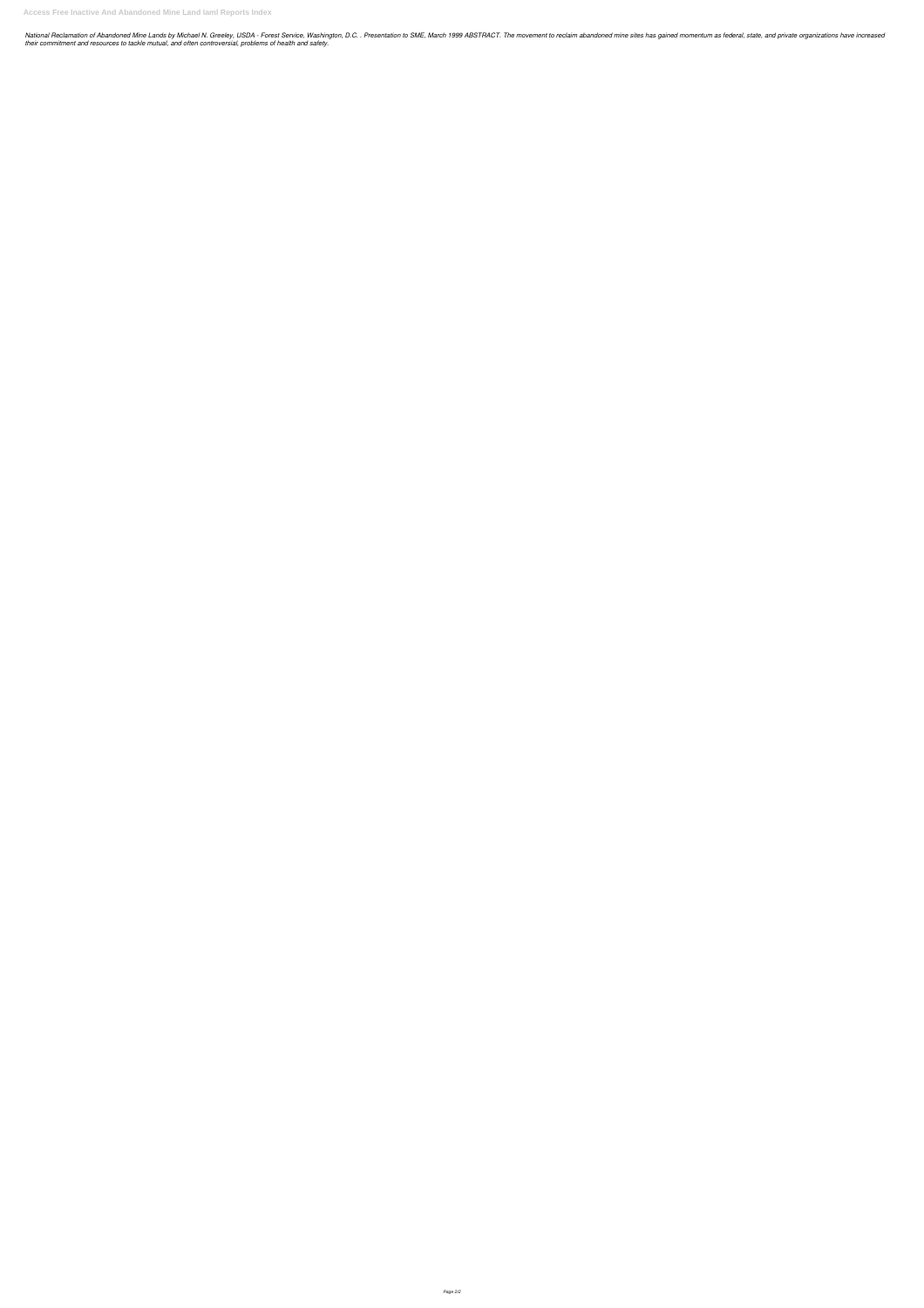*National Reclamation of Abandoned Mine Lands by Michael N. Greeley, USDA - Forest Service, Washington, D.C. . Presentation to SME, March 1999 ABSTRACT. The movement to reclaim abandoned mine sites has gained momentum as federal, state, and private organizations have increased their commitment and resources to tackle mutual, and often controversial, problems of health and safety.*